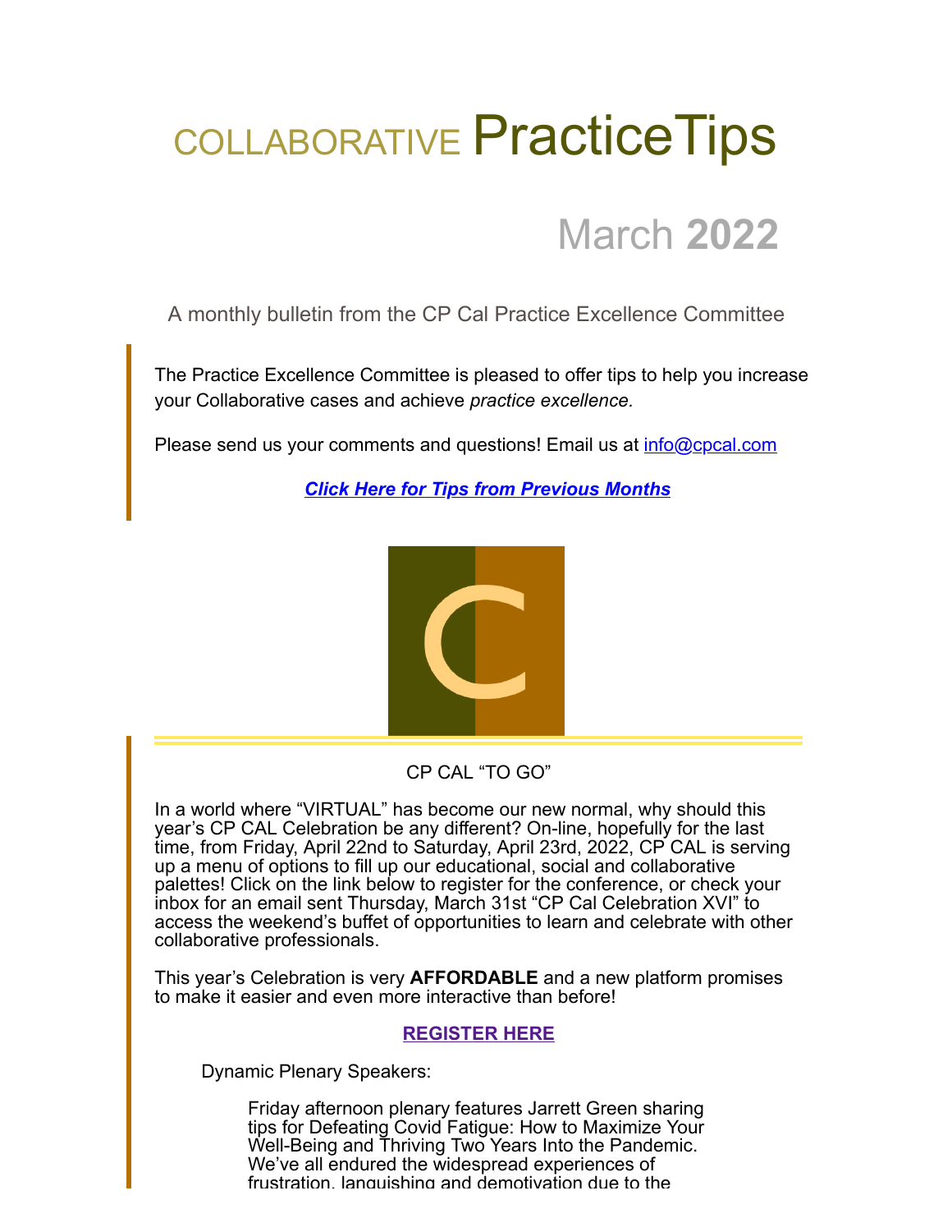# COLLABORATIVE PracticeTips

## March **2022**

A monthly bulletin from the CP Cal Practice Excellence Committee

The Practice Excellence Committee is pleased to offer tips to help you increase your Collaborative cases and achieve *practice excellence.*

Please send us your comments and questions! Email us at info@cpcal.com

***Click Here for Tips from Previous Months***

CP CAL "TO GO"

In a world where "VIRTUAL" has become our new normal, why should this year's CP CAL Celebration be any different? On-line, hopefully for the last time, from Friday, April 22nd to Saturday, April 23rd, 2022, CP CAL is serving up a menu of options to fill up our educational, social and collaborative palettes! Click on the link below to register for the conference, or check your inbox for an email sent Thursday, March 31st "CP Cal Celebration XVI" to access the weekend's buffet of opportunities to learn and celebrate with other collaborative professionals.

This year's Celebration is very **AFFORDABLE** and a new platform promises to make it easier and even more interactive than before!

**REGISTER HERE**

Dynamic Plenary Speakers:

Friday afternoon plenary features Jarrett Green sharing tips for Defeating Covid Fatigue: How to Maximize Your Well-Being and Thriving Two Years Into the Pandemic. We've all endured the widespread experiences of frustration, languishing and demotivation due to the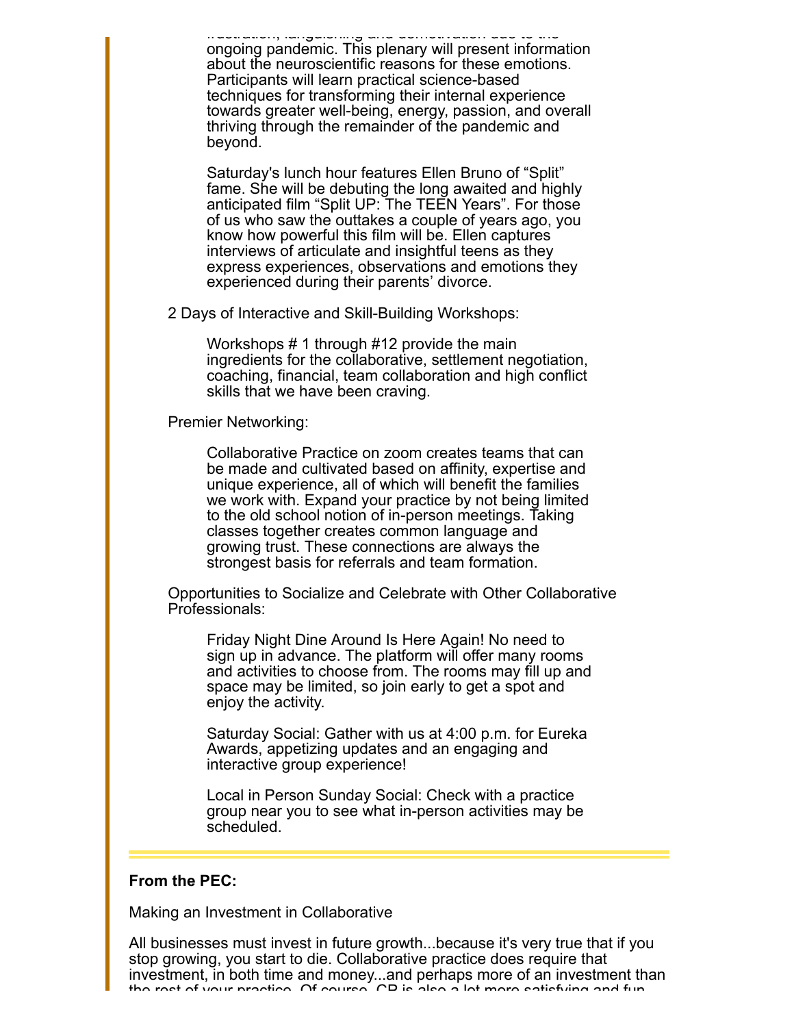frustration, languishing and demotivation due to the ongoing pandemic. This plenary will present information about the neuroscientific reasons for these emotions. Participants will learn practical science-based techniques for transforming their internal experience towards greater well-being, energy, passion, and overall thriving through the remainder of the pandemic and beyond.

Saturday's lunch hour features Ellen Bruno of “Split” fame. She will be debuting the long awaited and highly anticipated film “Split UP: The TEEN Years”. For those of us who saw the outtakes a couple of years ago, you know how powerful this film will be. Ellen captures interviews of articulate and insightful teens as they express experiences, observations and emotions they experienced during their parents’ divorce.

2 Days of Interactive and Skill-Building Workshops:

Workshops # 1 through #12 provide the main ingredients for the collaborative, settlement negotiation, coaching, financial, team collaboration and high conflict skills that we have been craving.

Premier Networking:

Collaborative Practice on zoom creates teams that can be made and cultivated based on affinity, expertise and unique experience, all of which will benefit the families we work with. Expand your practice by not being limited to the old school notion of in-person meetings. Taking classes together creates common language and growing trust. These connections are always the strongest basis for referrals and team formation.

Opportunities to Socialize and Celebrate with Other Collaborative Professionals:

Friday Night Dine Around Is Here Again! No need to sign up in advance. The platform will offer many rooms and activities to choose from. The rooms may fill up and space may be limited, so join early to get a spot and enjoy the activity.

Saturday Social: Gather with us at 4:00 p.m. for Eureka Awards, appetizing updates and an engaging and interactive group experience!

Local in Person Sunday Social: Check with a practice group near you to see what in-person activities may be scheduled.

---

**From the PEC:**

Making an Investment in Collaborative

All businesses must invest in future growth...because it's very true that if you stop growing, you start to die. Collaborative practice does require that investment, in both time and money...and perhaps more of an investment than the rest of your practice. Of course, CP is also a lot more satisfying and fun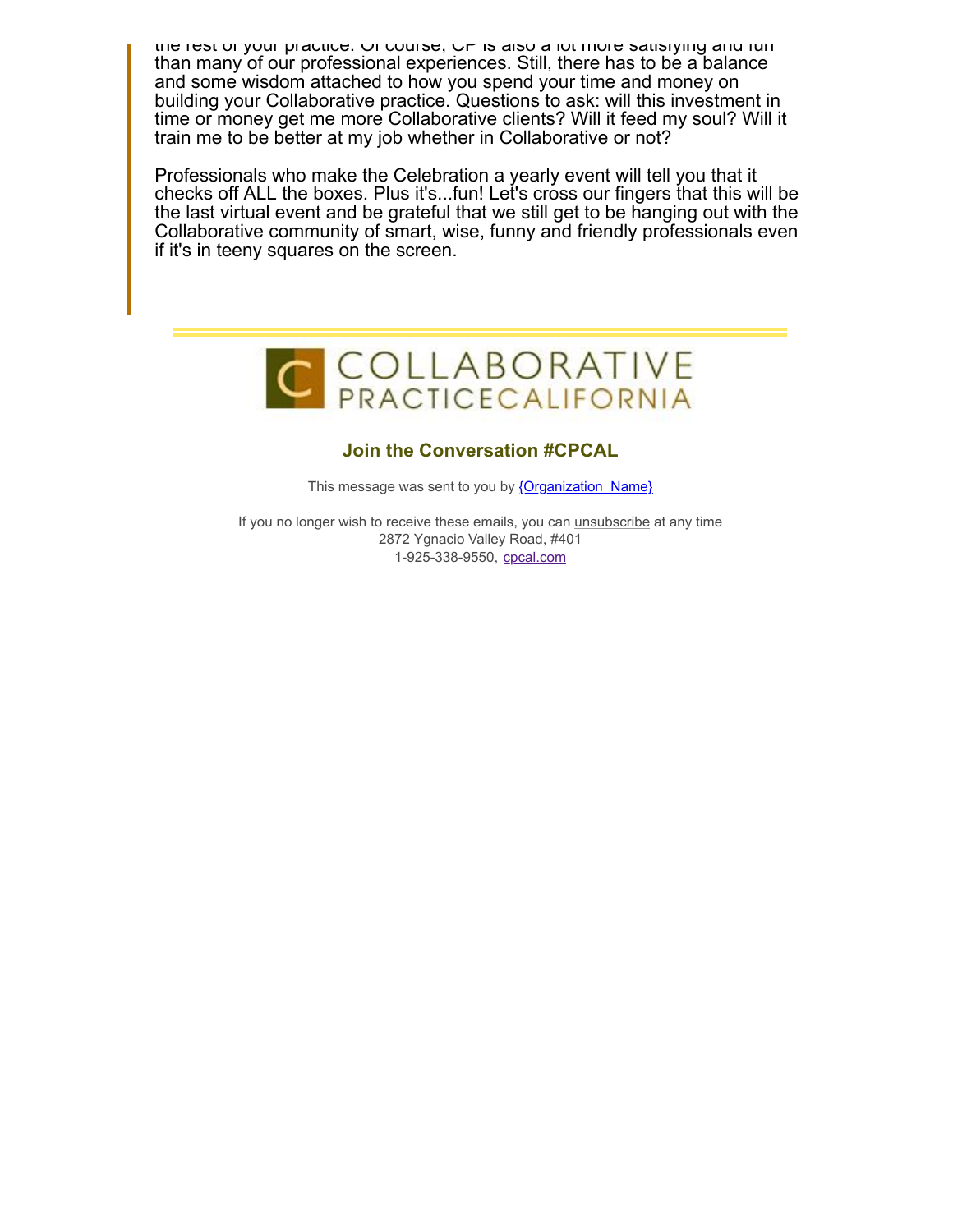the rest of your practice. Of course, CP is also a lot more satisfying and fun than many of our professional experiences. Still, there has to be a balance and some wisdom attached to how you spend your time and money on building your Collaborative practice. Questions to ask: will this investment in time or money get me more Collaborative clients? Will it feed my soul? Will it train me to be better at my job whether in Collaborative or not?

Professionals who make the Celebration a yearly event will tell you that it checks off ALL the boxes. Plus it's...fun! Let's cross our fingers that this will be the last virtual event and be grateful that we still get to be hanging out with the Collaborative community of smart, wise, funny and friendly professionals even if it's in teeny squares on the screen.

---

COLLABORATIVE PRACTICECALIFORNIA

### Join the Conversation #CPCAL

This message was sent to you by {Organization_Name}

If you no longer wish to receive these emails, you can unsubscribe at any time
2872 Ygnacio Valley Road, #401
1-925-338-9550, cpcal.com